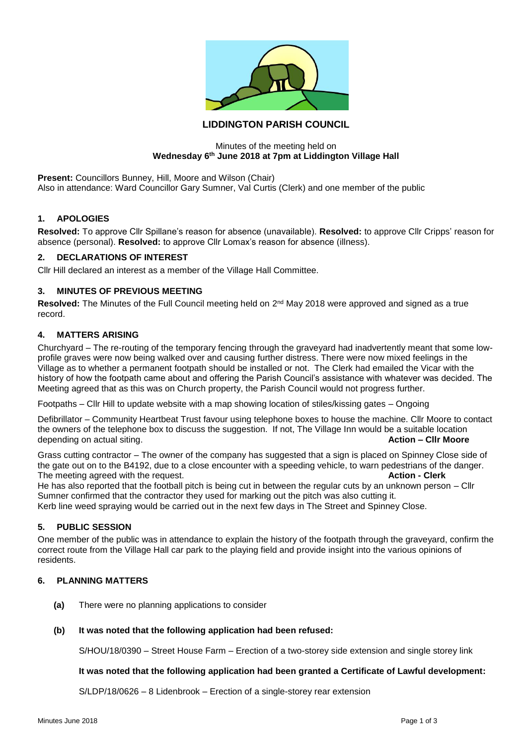# LIDDINGTON PARISH COUNCIL

Minutes of the meeting held on
**Wednesday 6th June 2018 at 7pm at Liddington Village Hall**

**Present:** Councillors Bunney, Hill, Moore and Wilson (Chair)
Also in attendance: Ward Councillor Gary Sumner, Val Curtis (Clerk) and one member of the public

## 1. APOLOGIES

**Resolved:** To approve Cllr Spillane's reason for absence (unavailable). **Resolved:** to approve Cllr Cripps' reason for absence (personal). **Resolved:** to approve Cllr Lomax's reason for absence (illness).

## 2. DECLARATIONS OF INTEREST

Cllr Hill declared an interest as a member of the Village Hall Committee.

## 3. MINUTES OF PREVIOUS MEETING

**Resolved:** The Minutes of the Full Council meeting held on 2nd May 2018 were approved and signed as a true record.

## 4. MATTERS ARISING

Churchyard – The re-routing of the temporary fencing through the graveyard had inadvertently meant that some low-profile graves were now being walked over and causing further distress. There were now mixed feelings in the Village as to whether a permanent footpath should be installed or not. The Clerk had emailed the Vicar with the history of how the footpath came about and offering the Parish Council's assistance with whatever was decided. The Meeting agreed that as this was on Church property, the Parish Council would not progress further.

Footpaths – Cllr Hill to update website with a map showing location of stiles/kissing gates – Ongoing

Defibrillator – Community Heartbeat Trust favour using telephone boxes to house the machine. Cllr Moore to contact the owners of the telephone box to discuss the suggestion. If not, The Village Inn would be a suitable location depending on actual siting. **Action – Cllr Moore**

Grass cutting contractor – The owner of the company has suggested that a sign is placed on Spinney Close side of the gate out on to the B4192, due to a close encounter with a speeding vehicle, to warn pedestrians of the danger. The meeting agreed with the request. **Action - Clerk**

He has also reported that the football pitch is being cut in between the regular cuts by an unknown person – Cllr Sumner confirmed that the contractor they used for marking out the pitch was also cutting it.

Kerb line weed spraying would be carried out in the next few days in The Street and Spinney Close.

## 5. PUBLIC SESSION

One member of the public was in attendance to explain the history of the footpath through the graveyard, confirm the correct route from the Village Hall car park to the playing field and provide insight into the various opinions of residents.

## 6. PLANNING MATTERS

**(a)** There were no planning applications to consider

**(b)** **It was noted that the following application had been refused:**

S/HOU/18/0390 – Street House Farm – Erection of a two-storey side extension and single storey link

**It was noted that the following application had been granted a Certificate of Lawful development:**

S/LDP/18/0626 – 8 Lidenbrook – Erection of a single-storey rear extension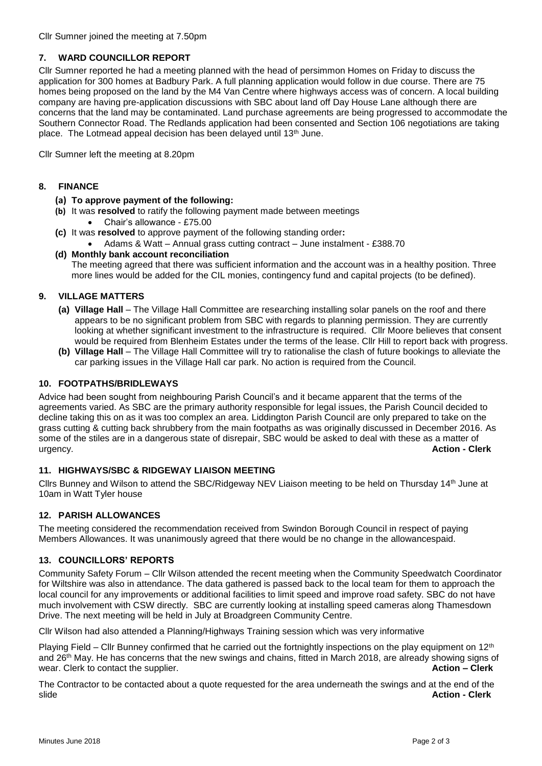Cllr Sumner joined the meeting at 7.50pm

## 7. WARD COUNCILLOR REPORT

Cllr Sumner reported he had a meeting planned with the head of persimmon Homes on Friday to discuss the application for 300 homes at Badbury Park. A full planning application would follow in due course. There are 75 homes being proposed on the land by the M4 Van Centre where highways access was of concern. A local building company are having pre-application discussions with SBC about land off Day House Lane although there are concerns that the land may be contaminated. Land purchase agreements are being progressed to accommodate the Southern Connector Road. The Redlands application had been consented and Section 106 negotiations are taking place. The Lotmead appeal decision has been delayed until 13th June.

Cllr Sumner left the meeting at 8.20pm

## 8. FINANCE

**(a) To approve payment of the following:**

**(b)** It was **resolved** to ratify the following payment made between meetings

- Chair's allowance - £75.00

**(c)** It was **resolved** to approve payment of the following standing order**:**

- Adams & Watt – Annual grass cutting contract – June instalment - £388.70

**(d) Monthly bank account reconciliation**

The meeting agreed that there was sufficient information and the account was in a healthy position. Three more lines would be added for the CIL monies, contingency fund and capital projects (to be defined).

## 9. VILLAGE MATTERS

**(a) Village Hall** – The Village Hall Committee are researching installing solar panels on the roof and there appears to be no significant problem from SBC with regards to planning permission. They are currently looking at whether significant investment to the infrastructure is required. Cllr Moore believes that consent would be required from Blenheim Estates under the terms of the lease. Cllr Hill to report back with progress.

**(b) Village Hall** – The Village Hall Committee will try to rationalise the clash of future bookings to alleviate the car parking issues in the Village Hall car park. No action is required from the Council.

## 10. FOOTPATHS/BRIDLEWAYS

Advice had been sought from neighbouring Parish Council's and it became apparent that the terms of the agreements varied. As SBC are the primary authority responsible for legal issues, the Parish Council decided to decline taking this on as it was too complex an area. Liddington Parish Council are only prepared to take on the grass cutting & cutting back shrubbery from the main footpaths as was originally discussed in December 2016. As some of the stiles are in a dangerous state of disrepair, SBC would be asked to deal with these as a matter of urgency. **Action - Clerk**

## 11. HIGHWAYS/SBC & RIDGEWAY LIAISON MEETING

Cllrs Bunney and Wilson to attend the SBC/Ridgeway NEV Liaison meeting to be held on Thursday 14th June at 10am in Watt Tyler house

## 12. PARISH ALLOWANCES

The meeting considered the recommendation received from Swindon Borough Council in respect of paying Members Allowances. It was unanimously agreed that there would be no change in the allowancespaid.

## 13. COUNCILLORS' REPORTS

Community Safety Forum – Cllr Wilson attended the recent meeting when the Community Speedwatch Coordinator for Wiltshire was also in attendance. The data gathered is passed back to the local team for them to approach the local council for any improvements or additional facilities to limit speed and improve road safety. SBC do not have much involvement with CSW directly. SBC are currently looking at installing speed cameras along Thamesdown Drive. The next meeting will be held in July at Broadgreen Community Centre.

Cllr Wilson had also attended a Planning/Highways Training session which was very informative

Playing Field – Cllr Bunney confirmed that he carried out the fortnightly inspections on the play equipment on 12th and 26th May. He has concerns that the new swings and chains, fitted in March 2018, are already showing signs of wear. Clerk to contact the supplier. **Action – Clerk**

The Contractor to be contacted about a quote requested for the area underneath the swings and at the end of the slide **Action - Clerk**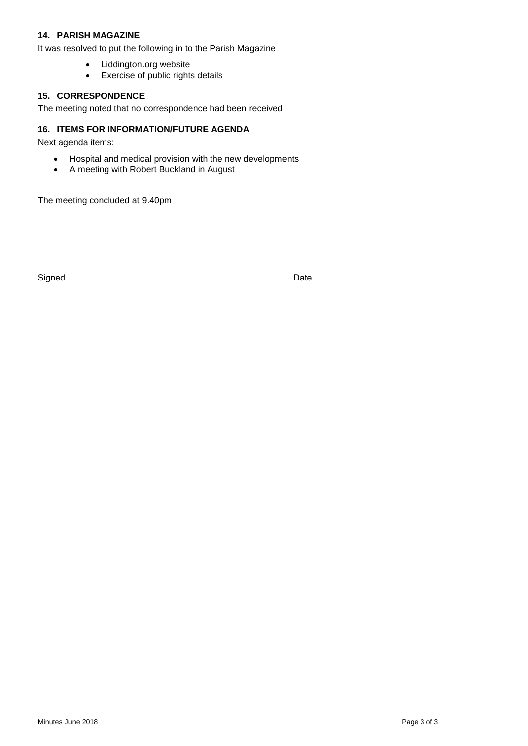### 14. PARISH MAGAZINE

It was resolved to put the following in to the Parish Magazine

- Liddington.org website
- Exercise of public rights details

### 15. CORRESPONDENCE

The meeting noted that no correspondence had been received

### 16. ITEMS FOR INFORMATION/FUTURE AGENDA

Next agenda items:

- Hospital and medical provision with the new developments
- A meeting with Robert Buckland in August

The meeting concluded at 9.40pm

Signed………………………………………………………. Date …………………………………..